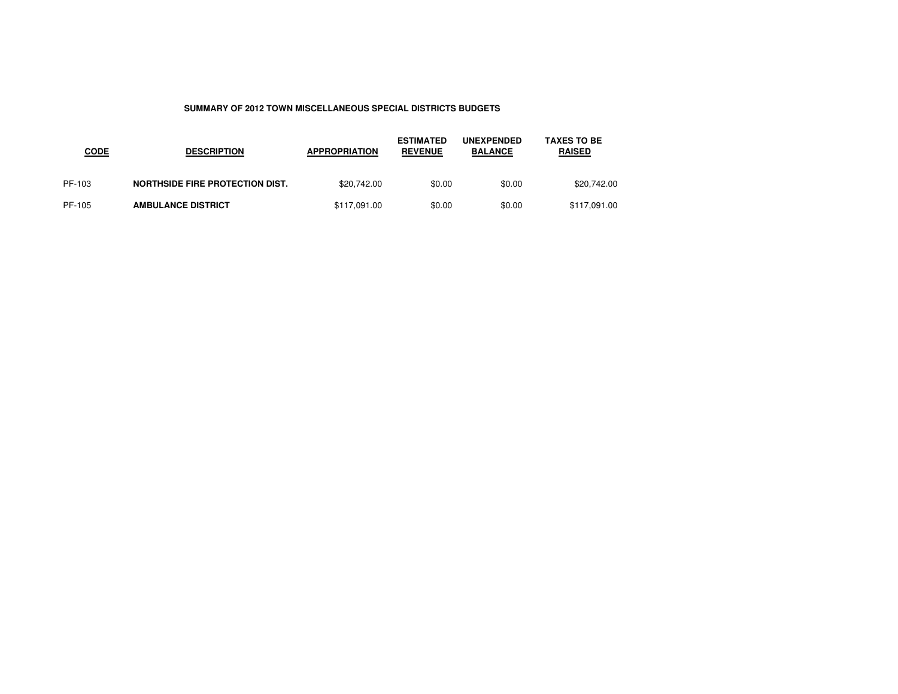**SUMMARY OF 2012 TOWN MISCELLANEOUS SPECIAL DISTRICTS BUDGETS**

| CODE | DESCRIPTION | APPROPRIATION | ESTIMATED REVENUE | UNEXPENDED BALANCE | TAXES TO BE RAISED |
|---|---|---|---|---|---|
| PF-103 | **NORTHSIDE FIRE PROTECTION DIST.** | $20,742.00 | $0.00 | $0.00 | $20,742.00 |
| PF-105 | **AMBULANCE DISTRICT** | $117,091.00 | $0.00 | $0.00 | $117,091.00 |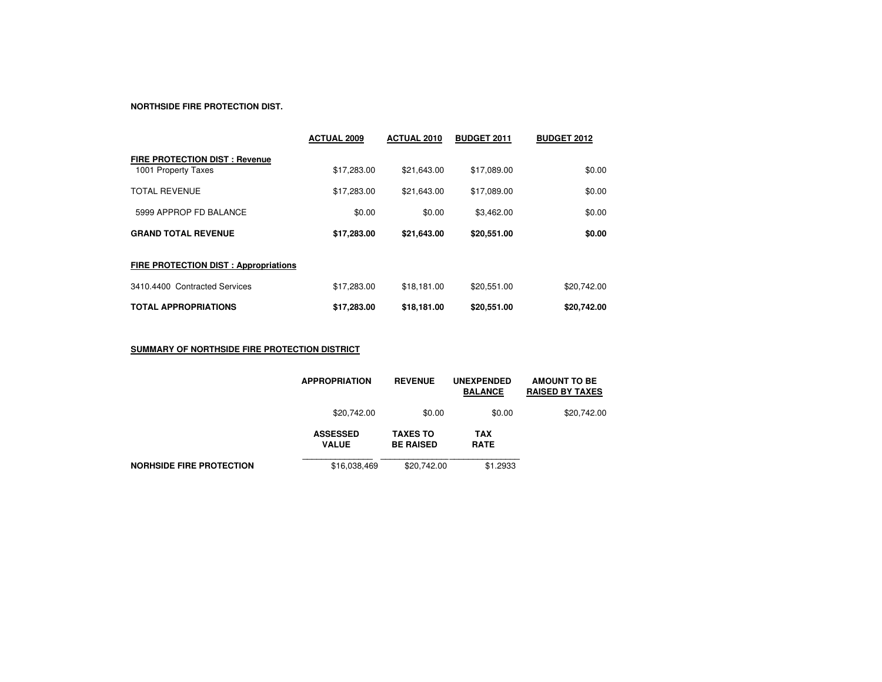**NORTHSIDE FIRE PROTECTION DIST.**

| | ACTUAL 2009 | ACTUAL 2010 | BUDGET 2011 | BUDGET 2012 |
|---|---|---|---|---|
| **FIRE PROTECTION DIST : Revenue** | | | | |
| 1001 Property Taxes | $17,283.00 | $21,643.00 | $17,089.00 | $0.00 |
| TOTAL REVENUE | $17,283.00 | $21,643.00 | $17,089.00 | $0.00 |
| 5999 APPROP FD BALANCE | $0.00 | $0.00 | $3,462.00 | $0.00 |
| **GRAND TOTAL REVENUE** | **$17,283.00** | **$21,643.00** | **$20,551.00** | **$0.00** |
| **FIRE PROTECTION DIST : Appropriations** | | | | |
| 3410.4400 Contracted Services | $17,283.00 | $18,181.00 | $20,551.00 | $20,742.00 |
| **TOTAL APPROPRIATIONS** | **$17,283.00** | **$18,181.00** | **$20,551.00** | **$20,742.00** |

**SUMMARY OF NORTHSIDE FIRE PROTECTION DISTRICT**

| | APPROPRIATION | REVENUE | UNEXPENDED BALANCE | AMOUNT TO BE RAISED BY TAXES |
|---|---|---|---|---|
| | $20,742.00 | $0.00 | $0.00 | $20,742.00 |

| | ASSESSED VALUE | TAXES TO BE RAISED | TAX RATE |
|---|---|---|---|
| **NORHSIDE FIRE PROTECTION** | $16,038,469 | $20,742.00 | $1.2933 |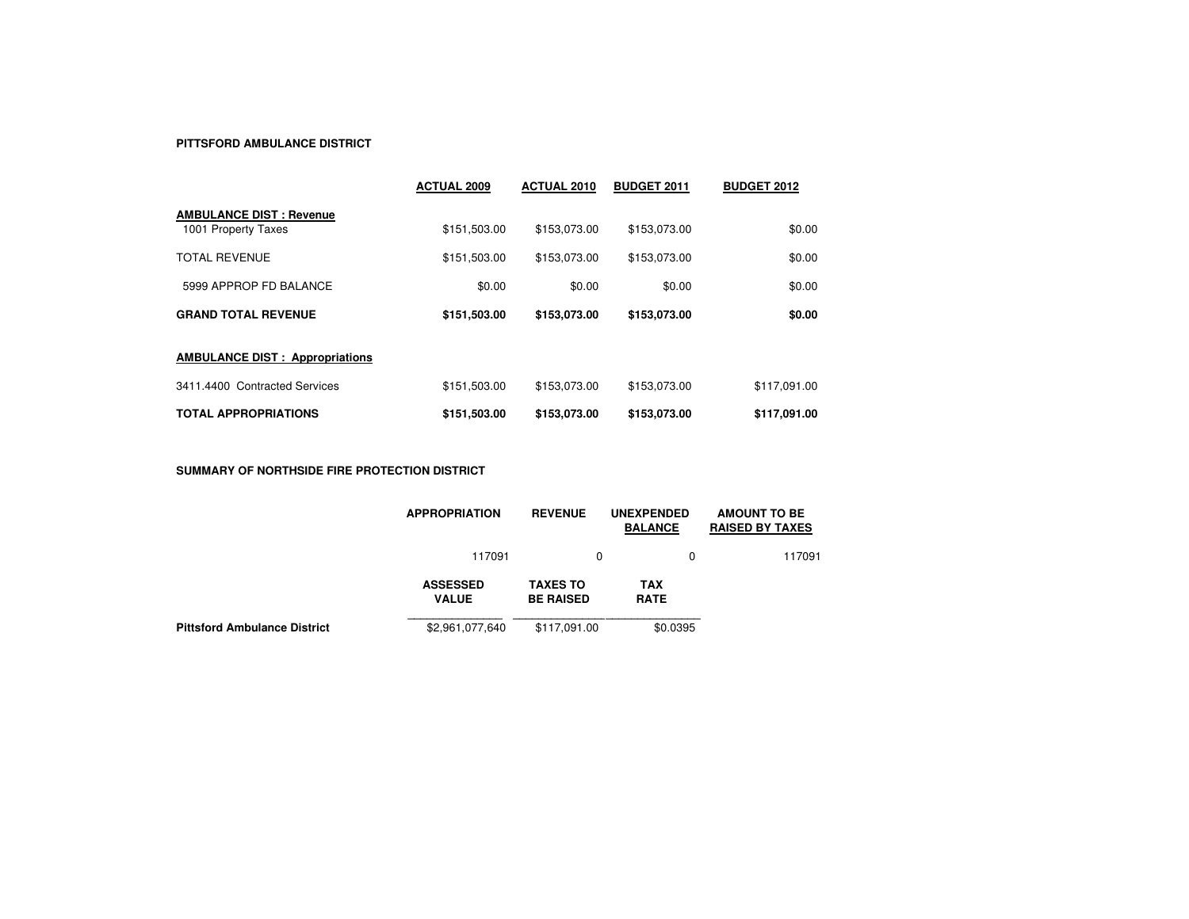**PITTSFORD AMBULANCE DISTRICT**

| | ACTUAL 2009 | ACTUAL 2010 | BUDGET 2011 | BUDGET 2012 |
|---|---|---|---|---|
| **AMBULANCE DIST : Revenue** | | | | |
| 1001 Property Taxes | $151,503.00 | $153,073.00 | $153,073.00 | $0.00 |
| TOTAL REVENUE | $151,503.00 | $153,073.00 | $153,073.00 | $0.00 |
| 5999 APPROP FD BALANCE | $0.00 | $0.00 | $0.00 | $0.00 |
| **GRAND TOTAL REVENUE** | **$151,503.00** | **$153,073.00** | **$153,073.00** | **$0.00** |
| **AMBULANCE DIST : Appropriations** | | | | |
| 3411.4400 Contracted Services | $151,503.00 | $153,073.00 | $153,073.00 | $117,091.00 |
| **TOTAL APPROPRIATIONS** | **$151,503.00** | **$153,073.00** | **$153,073.00** | **$117,091.00** |

**SUMMARY OF NORTHSIDE FIRE PROTECTION DISTRICT**

| APPROPRIATION | REVENUE | UNEXPENDED BALANCE | AMOUNT TO BE RAISED BY TAXES |
|---|---|---|---|
| 117091 | 0 | 0 | 117091 |

| | ASSESSED VALUE | TAXES TO BE RAISED | TAX RATE |
|---|---|---|---|
| **Pittsford Ambulance District** | $2,961,077,640 | $117,091.00 | $0.0395 |